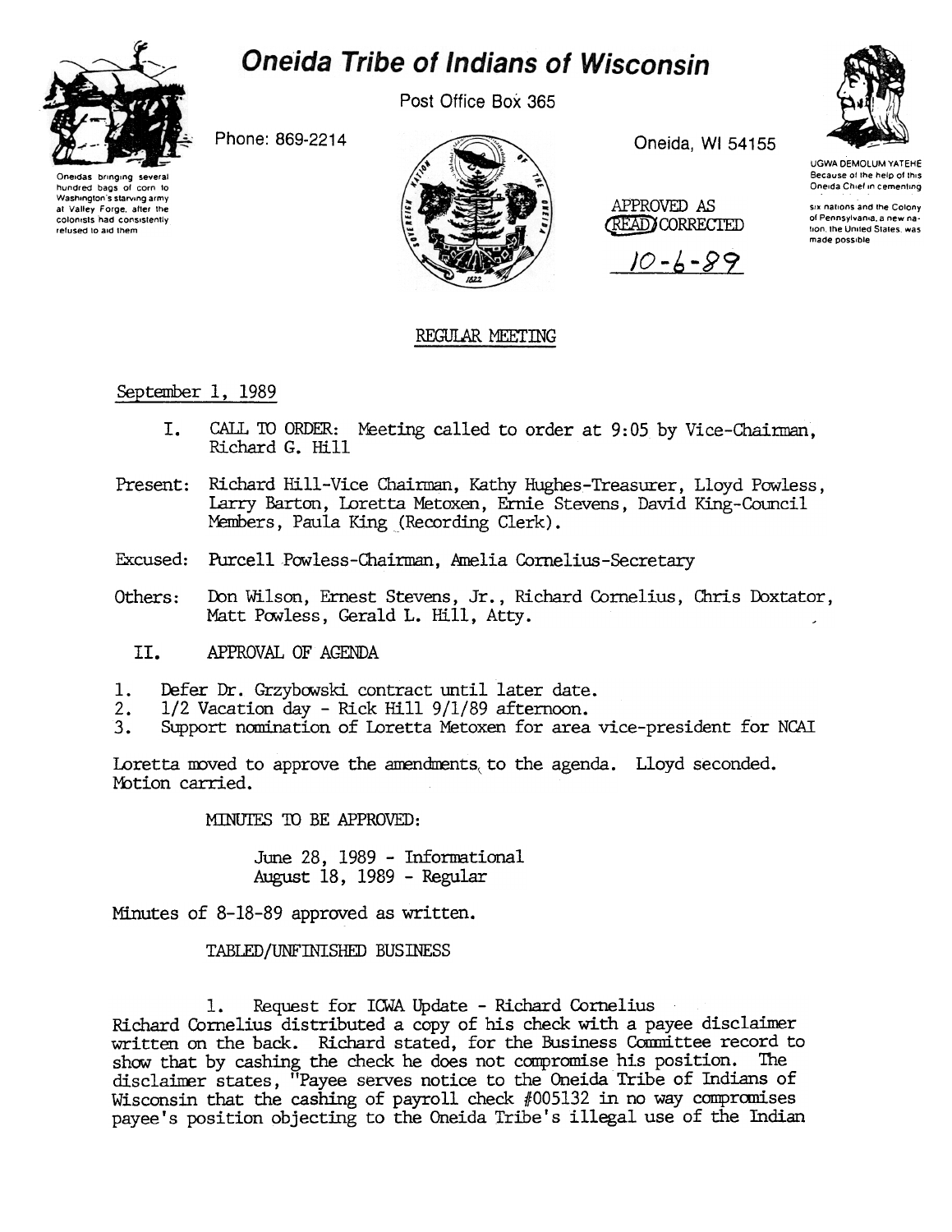# Oneida Tribe of Indians of Wisconsin

Oneidas bringing several hundred bags of corn to Washington's starving army at Valley Forge, after the colonists had consistently refused to aid them

Phone: 869-2214

Post Office Box 365

Oneida, WI 54155

UGWA DEMOLUM YATEHE Because of the help of this Oneida Chief in cementing six nations and the Colony of Pennsylvania, a new nation, the United States, was made possible

APPROVED AS READ/CORRECTED

10-6-89

## REGULAR MEETING

September 1, 1989

I. CALL TO ORDER: Meeting called to order at 9:05 by Vice-Chairman, Richard G. Hill

Present: Richard Hill-Vice Chairman, Kathy Hughes-Treasurer, Lloyd Powless, Larry Barton, Loretta Metoxen, Ernie Stevens, David King-Council Members, Paula King (Recording Clerk).

Excused: Purcell Powless-Chairman, Amelia Cornelius-Secretary

Others: Don Wilson, Ernest Stevens, Jr., Richard Cornelius, Chris Doxtator, Matt Powless, Gerald L. Hill, Atty.

II. APPROVAL OF AGENDA

1. Defer Dr. Grzybowski contract until later date.
2. 1/2 Vacation day - Rick Hill 9/1/89 afternoon.
3. Support nomination of Loretta Metoxen for area vice-president for NCAI

Loretta moved to approve the amendments to the agenda. Lloyd seconded. Motion carried.

MINUTES TO BE APPROVED:

June 28, 1989 - Informational
August 18, 1989 - Regular

Minutes of 8-18-89 approved as written.

TABLED/UNFINISHED BUSINESS

1. Request for ICWA Update - Richard Cornelius

Richard Cornelius distributed a copy of his check with a payee disclaimer written on the back. Richard stated, for the Business Committee record to show that by cashing the check he does not compromise his position. The disclaimer states, "Payee serves notice to the Oneida Tribe of Indians of Wisconsin that the cashing of payroll check #005132 in no way compromises payee's position objecting to the Oneida Tribe's illegal use of the Indian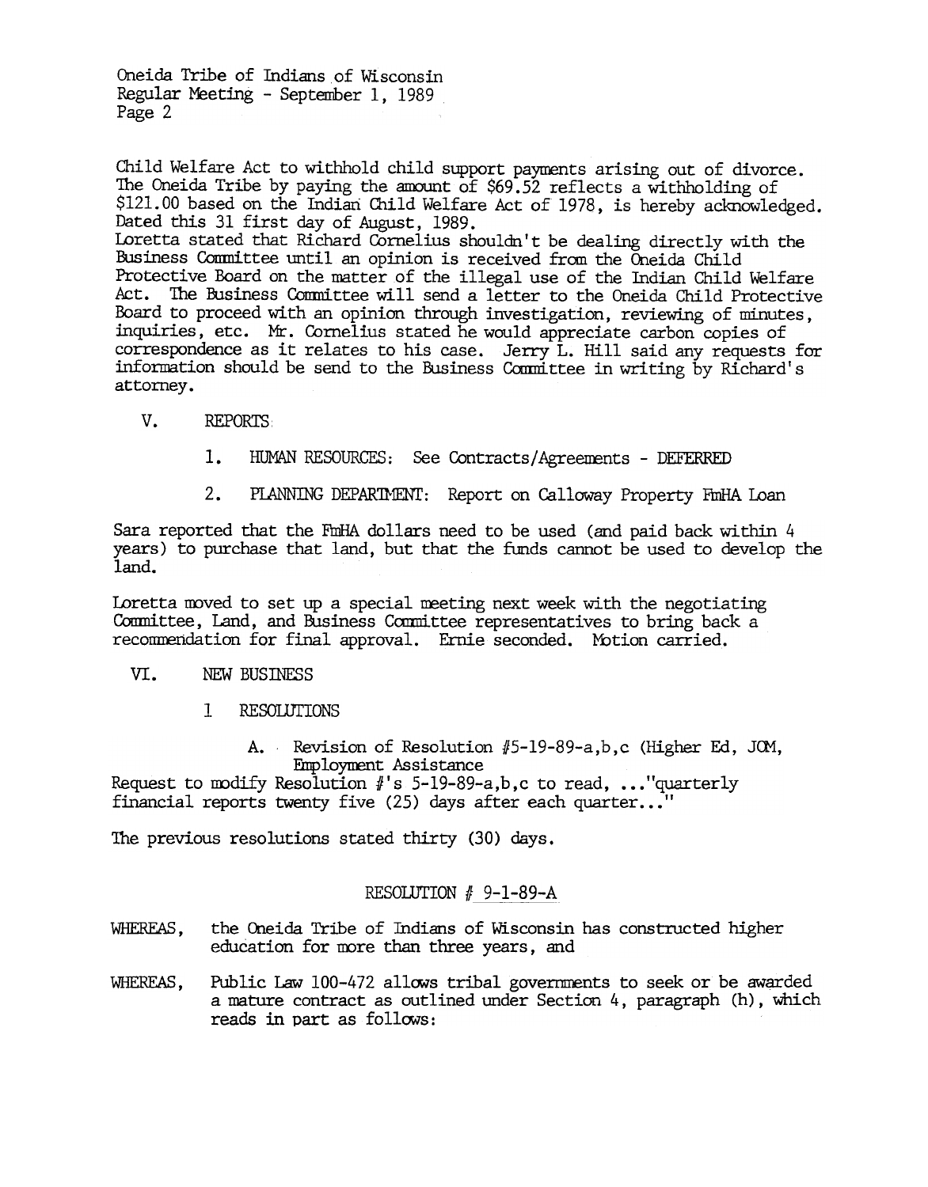Child Welfare Act to withhold child support payments arising out of divorce. The Oneida Tribe by paying the amount of $69.52 reflects a withholding of $121.00 based on the Indian Child Welfare Act of 1978, is hereby acknowledged. Dated this 31 first day of August, 1989.
Loretta stated that Richard Cornelius shouldn't be dealing directly with the Business Committee until an opinion is received from the Oneida Child Protective Board on the matter of the illegal use of the Indian Child Welfare Act. The Business Committee will send a letter to the Oneida Child Protective Board to proceed with an opinion through investigation, reviewing of minutes, inquiries, etc. Mr. Cornelius stated he would appreciate carbon copies of correspondence as it relates to his case. Jerry L. Hill said any requests for information should be send to the Business Committee in writing by Richard's attorney.

V. REPORTS

1. HUMAN RESOURCES: See Contracts/Agreements - DEFERRED

2. PLANNING DEPARTMENT: Report on Calloway Property FmHA Loan

Sara reported that the FmHA dollars need to be used (and paid back within 4 years) to purchase that land, but that the funds cannot be used to develop the land.

Loretta moved to set up a special meeting next week with the negotiating Committee, Land, and Business Committee representatives to bring back a recommendation for final approval. Ernie seconded. Motion carried.

VI. NEW BUSINESS

1 RESOLUTIONS

A. Revision of Resolution #5-19-89-a,b,c (Higher Ed, JOM, Employment Assistance

Request to modify Resolution #'s 5-19-89-a,b,c to read, ..."quarterly financial reports twenty five (25) days after each quarter..."

The previous resolutions stated thirty (30) days.

RESOLUTION # 9-1-89-A

WHEREAS, the Oneida Tribe of Indians of Wisconsin has constructed higher education for more than three years, and

WHEREAS, Public Law 100-472 allows tribal governments to seek or be awarded a mature contract as outlined under Section 4, paragraph (h), which reads in part as follows: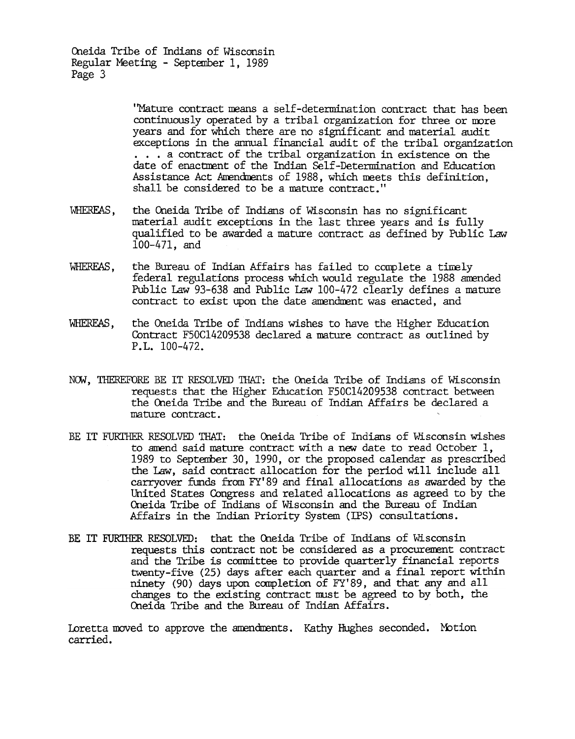"Mature contract means a self-determination contract that has been continuously operated by a tribal organization for three or more years and for which there are no significant and material audit exceptions in the annual financial audit of the tribal organization . . . a contract of the tribal organization in existence on the date of enactment of the Indian Self-Determination and Education Assistance Act Amendments of 1988, which meets this definition, shall be considered to be a mature contract."

WHEREAS, the Oneida Tribe of Indians of Wisconsin has no significant material audit exceptions in the last three years and is fully qualified to be awarded a mature contract as defined by Public Law 100-471, and

WHEREAS, the Bureau of Indian Affairs has failed to complete a timely federal regulations process which would regulate the 1988 amended Public Law 93-638 and Public Law 100-472 clearly defines a mature contract to exist upon the date amendment was enacted, and

WHEREAS, the Oneida Tribe of Indians wishes to have the Higher Education Contract F50C14209538 declared a mature contract as outlined by P.L. 100-472.

NOW, THEREFORE BE IT RESOLVED THAT: the Oneida Tribe of Indians of Wisconsin requests that the Higher Education F50C14209538 contract between the Oneida Tribe and the Bureau of Indian Affairs be declared a mature contract.

BE IT FURTHER RESOLVED THAT: the Oneida Tribe of Indians of Wisconsin wishes to amend said mature contract with a new date to read October 1, 1989 to September 30, 1990, or the proposed calendar as prescribed the Law, said contract allocation for the period will include all carryover funds from FY'89 and final allocations as awarded by the United States Congress and related allocations as agreed to by the Oneida Tribe of Indians of Wisconsin and the Bureau of Indian Affairs in the Indian Priority System (IPS) consultations.

BE IT FURTHER RESOLVED: that the Oneida Tribe of Indians of Wisconsin requests this contract not be considered as a procurement contract and the Tribe is committee to provide quarterly financial reports twenty-five (25) days after each quarter and a final report within ninety (90) days upon completion of FY'89, and that any and all changes to the existing contract must be agreed to by both, the Oneida Tribe and the Bureau of Indian Affairs.

Loretta moved to approve the amendments. Kathy Hughes seconded. Motion carried.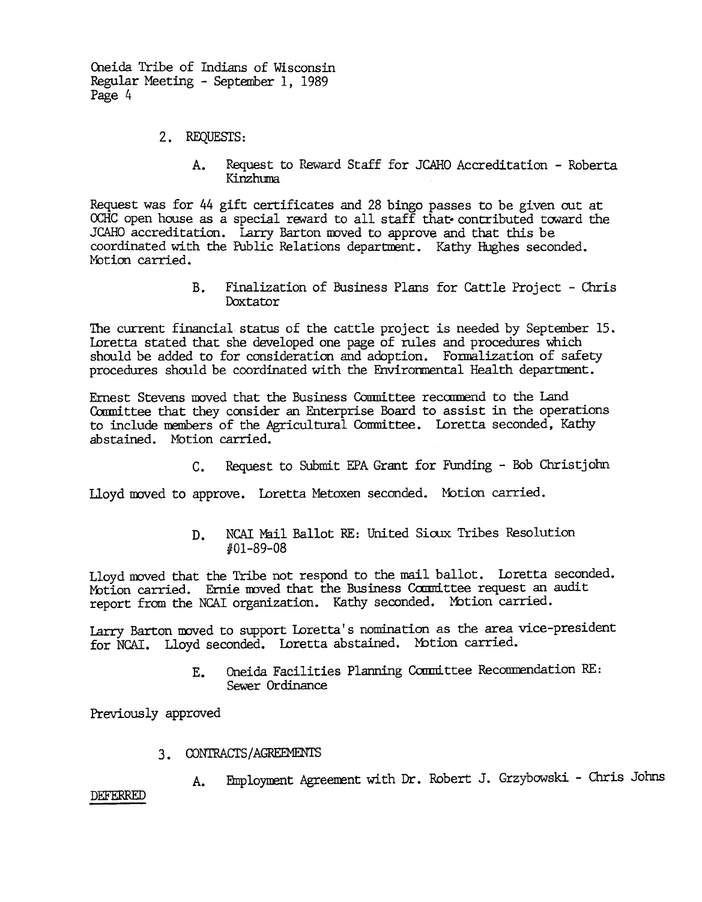2. REQUESTS:

A. Request to Reward Staff for JCAHO Accreditation - Roberta Kinzhuma

Request was for 44 gift certificates and 28 bingo passes to be given out at OCHC open house as a special reward to all staff that contributed toward the JCAHO accreditation. Larry Barton moved to approve and that this be coordinated with the Public Relations department. Kathy Hughes seconded. Motion carried.

B. Finalization of Business Plans for Cattle Project - Chris Doxtator

The current financial status of the cattle project is needed by September 15. Loretta stated that she developed one page of rules and procedures which should be added to for consideration and adoption. Formalization of safety procedures should be coordinated with the Environmental Health department.

Ernest Stevens moved that the Business Committee recommend to the Land Committee that they consider an Enterprise Board to assist in the operations to include members of the Agricultural Committee. Loretta seconded, Kathy abstained. Motion carried.

C. Request to Submit EPA Grant for Funding - Bob Christjohn

Lloyd moved to approve. Loretta Metoxen seconded. Motion carried.

D. NCAI Mail Ballot RE: United Sioux Tribes Resolution #01-89-08

Lloyd moved that the Tribe not respond to the mail ballot. Loretta seconded. Motion carried. Ernie moved that the Business Committee request an audit report from the NCAI organization. Kathy seconded. Motion carried.

Larry Barton moved to support Loretta's nomination as the area vice-president for NCAI. Lloyd seconded. Loretta abstained. Motion carried.

E. Oneida Facilities Planning Committee Recommendation RE: Sewer Ordinance

Previously approved

3. CONTRACTS/AGREEMENTS

A. Employment Agreement with Dr. Robert J. Grzybowski - Chris Johns

DEFERRED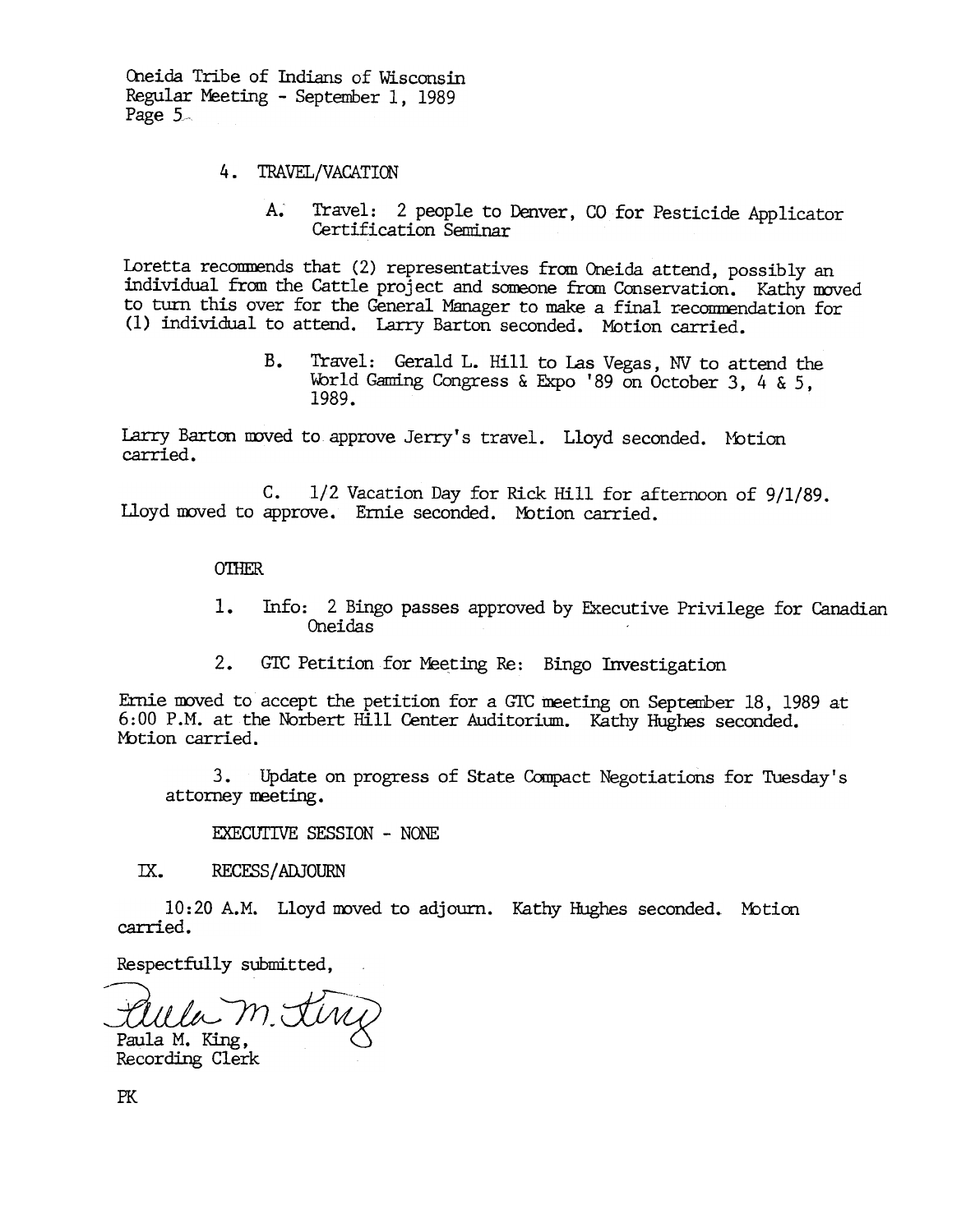4. TRAVEL/VACATION

   A. Travel: 2 people to Denver, CO for Pesticide Applicator Certification Seminar

Loretta recommends that (2) representatives from Oneida attend, possibly an individual from the Cattle project and someone from Conservation. Kathy moved to turn this over for the General Manager to make a final recommendation for (1) individual to attend. Larry Barton seconded. Motion carried.

   B. Travel: Gerald L. Hill to Las Vegas, NV to attend the World Gaming Congress & Expo '89 on October 3, 4 & 5, 1989.

Larry Barton moved to approve Jerry's travel. Lloyd seconded. Motion carried.

   C. 1/2 Vacation Day for Rick Hill for afternoon of 9/1/89. Lloyd moved to approve. Ernie seconded. Motion carried.

OTHER

1. Info: 2 Bingo passes approved by Executive Privilege for Canadian Oneidas

2. GTC Petition for Meeting Re: Bingo Investigation

Ernie moved to accept the petition for a GTC meeting on September 18, 1989 at 6:00 P.M. at the Norbert Hill Center Auditorium. Kathy Hughes seconded. Motion carried.

3. Update on progress of State Compact Negotiations for Tuesday's attorney meeting.

EXECUTIVE SESSION - NONE

IX. RECESS/ADJOURN

10:20 A.M. Lloyd moved to adjourn. Kathy Hughes seconded. Motion carried.

Respectfully submitted,

Paula M. King,
Recording Clerk

PK